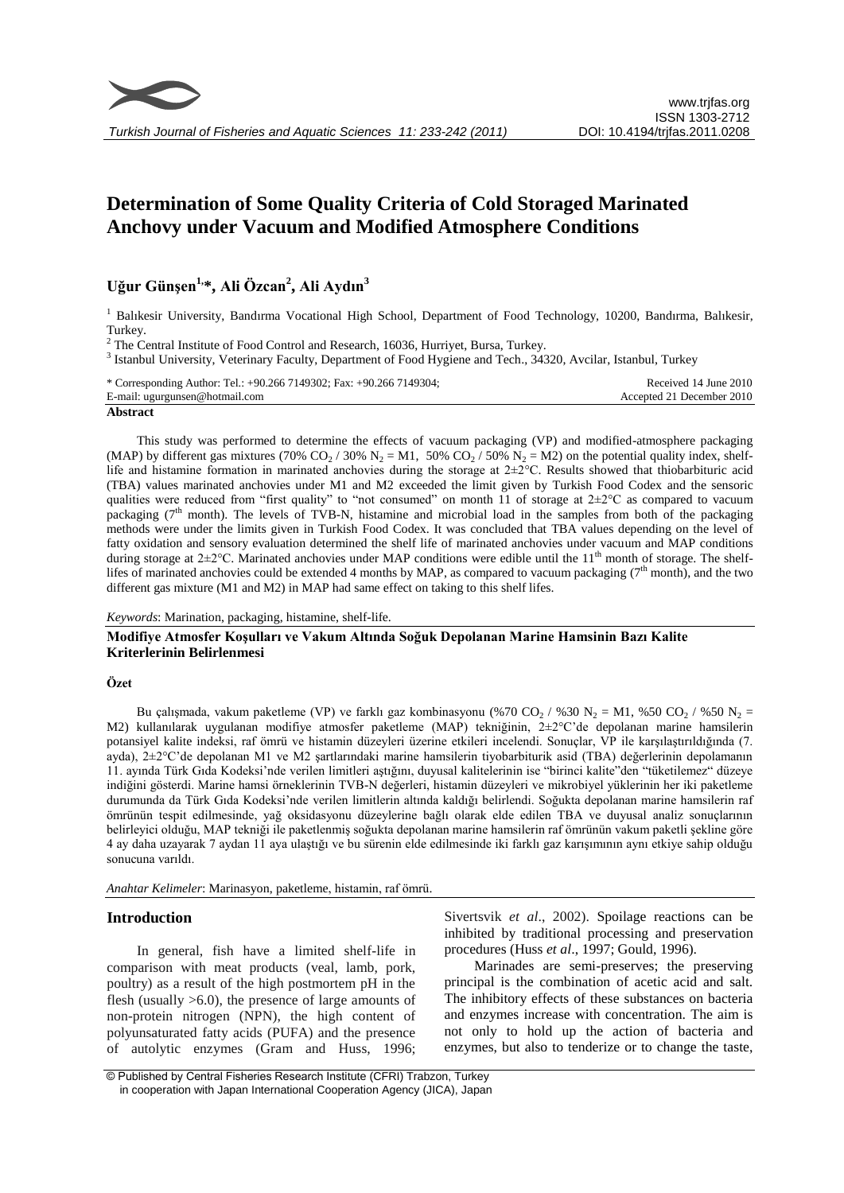# Determination of Some Quality Criteria of Cold Storaged Marinated Anchovy under Vacuum and Modified Atmosphere Conditions

**Uğur Günşen[1,*], Ali Özcan[2], Ali Aydın[3]**

[1] Balıkesir University, Bandırma Vocational High School, Department of Food Technology, 10200, Bandırma, Balıkesir, Turkey.

[2] The Central Institute of Food Control and Research, 16036, Hurriyet, Bursa, Turkey.

[3] Istanbul University, Veterinary Faculty, Department of Food Hygiene and Tech., 34320, Avcilar, Istanbul, Turkey

\* Corresponding Author: Tel.: +90.266 7149302; Fax: +90.266 7149304;
E-mail: ugurgunsen@hotmail.com

Received 14 June 2010
Accepted 21 December 2010

## Abstract

This study was performed to determine the effects of vacuum packaging (VP) and modified-atmosphere packaging (MAP) by different gas mixtures (70% $CO_2$ / 30% $N_2$ = M1, 50% $CO_2$ / 50% $N_2$ = M2) on the potential quality index, shelf-life and histamine formation in marinated anchovies during the storage at 2±2°C. Results showed that thiobarbituric acid (TBA) values marinated anchovies under M1 and M2 exceeded the limit given by Turkish Food Codex and the sensoric qualities were reduced from "first quality" to "not consumed" on month 11 of storage at 2±2°C as compared to vacuum packaging (7th month). The levels of TVB-N, histamine and microbial load in the samples from both of the packaging methods were under the limits given in Turkish Food Codex. It was concluded that TBA values depending on the level of fatty oxidation and sensory evaluation determined the shelf life of marinated anchovies under vacuum and MAP conditions during storage at 2±2°C. Marinated anchovies under MAP conditions were edible until the 11th month of storage. The shelf-lifes of marinated anchovies could be extended 4 months by MAP, as compared to vacuum packaging (7th month), and the two different gas mixture (M1 and M2) in MAP had same effect on taking to this shelf lifes.

*Keywords*: Marination, packaging, histamine, shelf-life.

**Modifiye Atmosfer Koşulları ve Vakum Altında Soğuk Depolanan Marine Hamsinin Bazı Kalite Kriterlerinin Belirlenmesi**

## Özet

Bu çalışmada, vakum paketleme (VP) ve farklı gaz kombinasyonu (%70 $CO_2$ / %30 $N_2$ = M1, %50 $CO_2$ / %50 $N_2$ = M2) kullanılarak uygulanan modifiye atmosfer paketleme (MAP) tekniğinin, 2±2°C'de depolanan marine hamsilerin potansiyel kalite indeksi, raf ömrü ve histamin düzeyleri üzerine etkileri incelendi. Sonuçlar, VP ile karşılaştırıldığında (7. ayda), 2±2°C'de depolanan M1 ve M2 şartlarındaki marine hamsilerin tiyobarbiturik asid (TBA) değerlerinin depolamanın 11. ayında Türk Gıda Kodeksi'nde verilen limitleri aştığını, duyusal kalitelerinin ise "birinci kalite"den "tüketilemez" düzeye indiğini gösterdi. Marine hamsi örneklerinin TVB-N değerleri, histamin düzeyleri ve mikrobiyel yüklerinin her iki paketleme durumunda da Türk Gıda Kodeksi'nde verilen limitlerin altında kaldığı belirlendi. Soğukta depolanan marine hamsilerin raf ömrünün tespit edilmesinde, yağ oksidasyonu düzeylerine bağlı olarak elde edilen TBA ve duyusal analiz sonuçlarının belirleyici olduğu, MAP tekniği ile paketlenmiş soğukta depolanan marine hamsilerin raf ömrünün vakum paketli şekline göre 4 ay daha uzayarak 7 aydan 11 aya ulaştığı ve bu sürenin elde edilmesinde iki farklı gaz karışımının aynı etkiye sahip olduğu sonucuna varıldı.

*Anahtar Kelimeler*: Marinasyon, paketleme, histamin, raf ömrü.

## Introduction

In general, fish have a limited shelf-life in comparison with meat products (veal, lamb, pork, poultry) as a result of the high postmortem pH in the flesh (usually >6.0), the presence of large amounts of non-protein nitrogen (NPN), the high content of polyunsaturated fatty acids (PUFA) and the presence of autolytic enzymes (Gram and Huss, 1996; Sivertsvik *et al*., 2002). Spoilage reactions can be inhibited by traditional processing and preservation procedures (Huss *et al*., 1997; Gould, 1996).

Marinades are semi-preserves; the preserving principal is the combination of acetic acid and salt. The inhibitory effects of these substances on bacteria and enzymes increase with concentration. The aim is not only to hold up the action of bacteria and enzymes, but also to tenderize or to change the taste,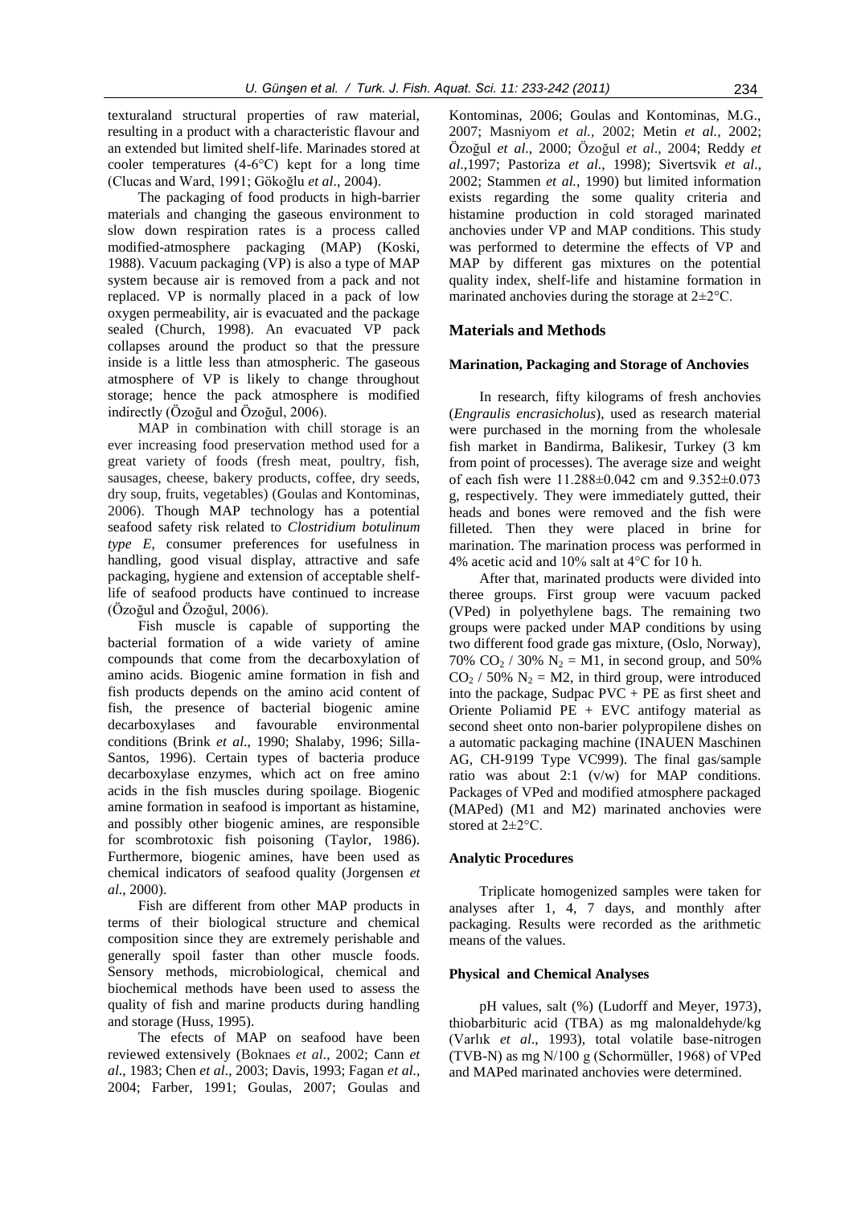texturaland structural properties of raw material, resulting in a product with a characteristic flavour and an extended but limited shelf-life. Marinades stored at cooler temperatures (4-6°C) kept for a long time (Clucas and Ward, 1991; Gökoğlu *et al*., 2004).

The packaging of food products in high-barrier materials and changing the gaseous environment to slow down respiration rates is a process called modified-atmosphere packaging (MAP) (Koski, 1988). Vacuum packaging (VP) is also a type of MAP system because air is removed from a pack and not replaced. VP is normally placed in a pack of low oxygen permeability, air is evacuated and the package sealed (Church, 1998). An evacuated VP pack collapses around the product so that the pressure inside is a little less than atmospheric. The gaseous atmosphere of VP is likely to change throughout storage; hence the pack atmosphere is modified indirectly (Özoğul and Özoğul, 2006).

MAP in combination with chill storage is an ever increasing food preservation method used for a great variety of foods (fresh meat, poultry, fish, sausages, cheese, bakery products, coffee, dry seeds, dry soup, fruits, vegetables) (Goulas and Kontominas, 2006). Though MAP technology has a potential seafood safety risk related to *Clostridium botulinum type E*, consumer preferences for usefulness in handling, good visual display, attractive and safe packaging, hygiene and extension of acceptable shelf-life of seafood products have continued to increase (Özoğul and Özoğul, 2006).

Fish muscle is capable of supporting the bacterial formation of a wide variety of amine compounds that come from the decarboxylation of amino acids. Biogenic amine formation in fish and fish products depends on the amino acid content of fish, the presence of bacterial biogenic amine decarboxylases and favourable environmental conditions (Brink *et al*., 1990; Shalaby, 1996; Silla-Santos, 1996). Certain types of bacteria produce decarboxylase enzymes, which act on free amino acids in the fish muscles during spoilage. Biogenic amine formation in seafood is important as histamine, and possibly other biogenic amines, are responsible for scombrotoxic fish poisoning (Taylor, 1986). Furthermore, biogenic amines, have been used as chemical indicators of seafood quality (Jorgensen *et al*., 2000).

Fish are different from other MAP products in terms of their biological structure and chemical composition since they are extremely perishable and generally spoil faster than other muscle foods. Sensory methods, microbiological, chemical and biochemical methods have been used to assess the quality of fish and marine products during handling and storage (Huss, 1995).

The efects of MAP on seafood have been reviewed extensively (Boknaes *et al*., 2002; Cann *et al*., 1983; Chen *et al*., 2003; Davis, 1993; Fagan *et al*., 2004; Farber, 1991; Goulas, 2007; Goulas and Kontominas, 2006; Goulas and Kontominas, M.G., 2007; Masniyom *et al.*, 2002; Metin *et al.*, 2002; Özoğul *et al*., 2000; Özoğul *et al*., 2004; Reddy *et al.*,1997; Pastoriza *et al.*, 1998); Sivertsvik *et al*., 2002; Stammen *et al.*, 1990) but limited information exists regarding the some quality criteria and histamine production in cold storaged marinated anchovies under VP and MAP conditions. This study was performed to determine the effects of VP and MAP by different gas mixtures on the potential quality index, shelf-life and histamine formation in marinated anchovies during the storage at 2±2°C.

## Materials and Methods

### Marination, Packaging and Storage of Anchovies

In research, fifty kilograms of fresh anchovies (*Engraulis encrasicholus*), used as research material were purchased in the morning from the wholesale fish market in Bandirma, Balikesir, Turkey (3 km from point of processes). The average size and weight of each fish were 11.288±0.042 cm and 9.352±0.073 g, respectively. They were immediately gutted, their heads and bones were removed and the fish were filleted. Then they were placed in brine for marination. The marination process was performed in 4% acetic acid and 10% salt at 4°C for 10 h.

After that, marinated products were divided into theree groups. First group were vacuum packed (VPed) in polyethylene bags. The remaining two groups were packed under MAP conditions by using two different food grade gas mixture, (Oslo, Norway), 70% $CO_2$ / 30% $N_2$ = M1, in second group, and 50% $CO_2$ / 50% $N_2$ = M2, in third group, were introduced into the package, Sudpac PVC + PE as first sheet and Oriente Poliamid PE + EVC antifogy material as second sheet onto non-barier polypropilene dishes on a automatic packaging machine (INAUEN Maschinen AG, CH-9199 Type VC999). The final gas/sample ratio was about 2:1 (v/w) for MAP conditions. Packages of VPed and modified atmosphere packaged (MAPed) (M1 and M2) marinated anchovies were stored at 2±2°C.

### Analytic Procedures

Triplicate homogenized samples were taken for analyses after 1, 4, 7 days, and monthly after packaging. Results were recorded as the arithmetic means of the values.

### Physical and Chemical Analyses

pH values, salt (%) (Ludorff and Meyer, 1973), thiobarbituric acid (TBA) as mg malonaldehyde/kg (Varlık *et al*., 1993), total volatile base-nitrogen (TVB-N) as mg N/100 g (Schormüller, 1968) of VPed and MAPed marinated anchovies were determined.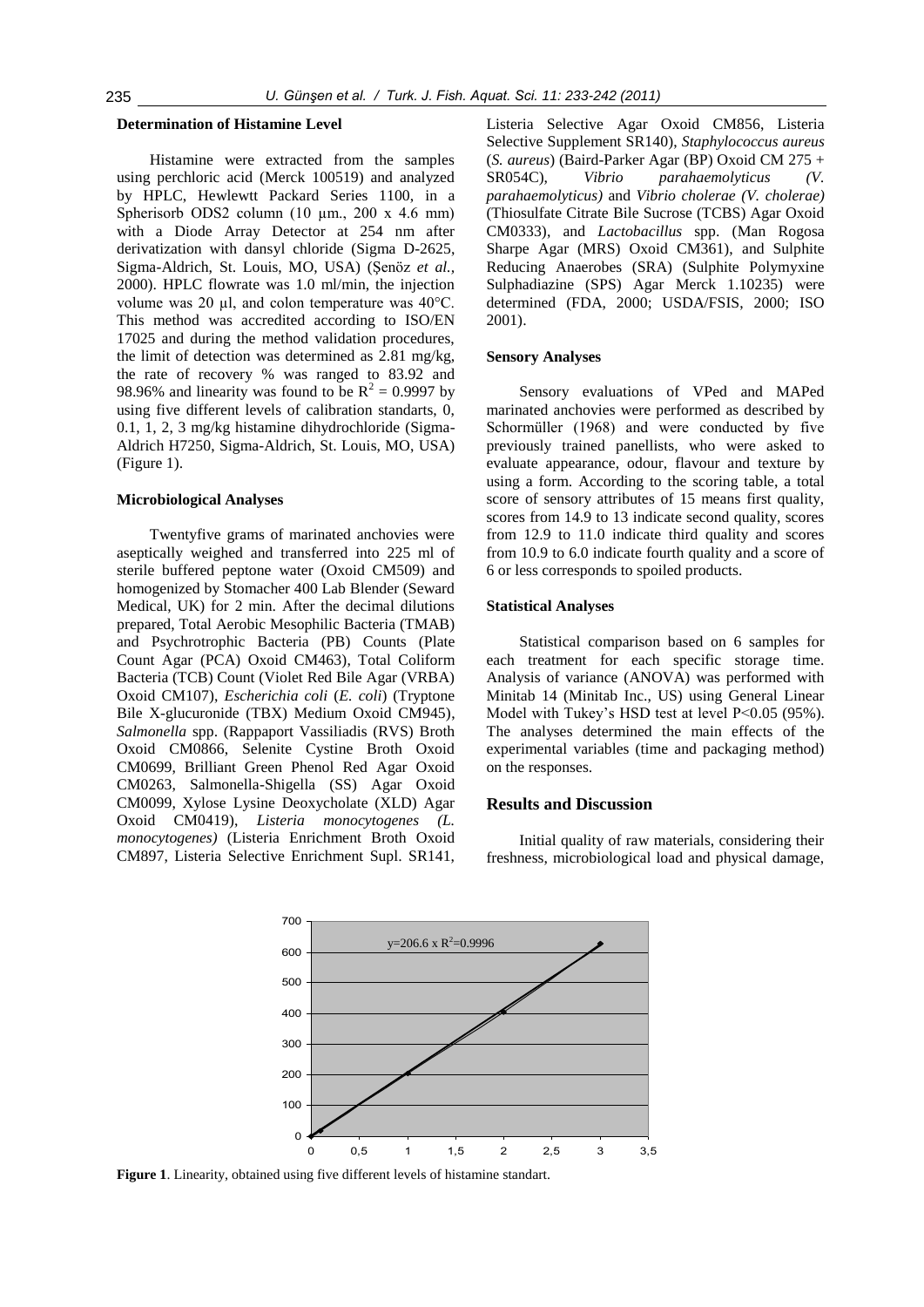### Determination of Histamine Level

Histamine were extracted from the samples using perchloric acid (Merck 100519) and analyzed by HPLC, Hewlewtt Packard Series 1100, in a Spherisorb ODS2 column (10 µm., 200 x 4.6 mm) with a Diode Array Detector at 254 nm after derivatization with dansyl chloride (Sigma D-2625, Sigma-Aldrich, St. Louis, MO, USA) (Şenöz *et al.*, 2000). HPLC flowrate was 1.0 ml/min, the injection volume was 20 µl, and colon temperature was 40°C. This method was accredited according to ISO/EN 17025 and during the method validation procedures, the limit of detection was determined as 2.81 mg/kg, the rate of recovery % was ranged to 83.92 and 98.96% and linearity was found to be $R^2 = 0.9997$ by using five different levels of calibration standarts, 0, 0.1, 1, 2, 3 mg/kg histamine dihydrochloride (Sigma-Aldrich H7250, Sigma-Aldrich, St. Louis, MO, USA) (Figure 1).

### Microbiological Analyses

Twentyfive grams of marinated anchovies were aseptically weighed and transferred into 225 ml of sterile buffered peptone water (Oxoid CM509) and homogenized by Stomacher 400 Lab Blender (Seward Medical, UK) for 2 min. After the decimal dilutions prepared, Total Aerobic Mesophilic Bacteria (TMAB) and Psychrotrophic Bacteria (PB) Counts (Plate Count Agar (PCA) Oxoid CM463), Total Coliform Bacteria (TCB) Count (Violet Red Bile Agar (VRBA) Oxoid CM107), *Escherichia coli* (*E. coli*) (Tryptone Bile X-glucuronide (TBX) Medium Oxoid CM945), *Salmonella* spp. (Rappaport Vassiliadis (RVS) Broth Oxoid CM0866, Selenite Cystine Broth Oxoid CM0699, Brilliant Green Phenol Red Agar Oxoid CM0263, Salmonella-Shigella (SS) Agar Oxoid CM0099, Xylose Lysine Deoxycholate (XLD) Agar Oxoid CM0419), *Listeria monocytogenes (L. monocytogenes)* (Listeria Enrichment Broth Oxoid CM897, Listeria Selective Enrichment Supl. SR141, Listeria Selective Agar Oxoid CM856, Listeria Selective Supplement SR140), *Staphylococcus aureus* (*S. aureus*) (Baird-Parker Agar (BP) Oxoid CM 275 + SR054C), *Vibrio parahaemolyticus (V. parahaemolyticus)* and *Vibrio cholerae (V. cholerae)* (Thiosulfate Citrate Bile Sucrose (TCBS) Agar Oxoid CM0333), and *Lactobacillus* spp. (Man Rogosa Sharpe Agar (MRS) Oxoid CM361), and Sulphite Reducing Anaerobes (SRA) (Sulphite Polymyxine Sulphadiazine (SPS) Agar Merck 1.10235) were determined (FDA, 2000; USDA/FSIS, 2000; ISO 2001).

### Sensory Analyses

Sensory evaluations of VPed and MAPed marinated anchovies were performed as described by Schormüller (1968) and were conducted by five previously trained panellists, who were asked to evaluate appearance, odour, flavour and texture by using a form. According to the scoring table, a total score of sensory attributes of 15 means first quality, scores from 14.9 to 13 indicate second quality, scores from 12.9 to 11.0 indicate third quality and scores from 10.9 to 6.0 indicate fourth quality and a score of 6 or less corresponds to spoiled products.

### Statistical Analyses

Statistical comparison based on 6 samples for each treatment for each specific storage time. Analysis of variance (ANOVA) was performed with Minitab 14 (Minitab Inc., US) using General Linear Model with Tukey's HSD test at level $P<0.05$ (95%). The analyses determined the main effects of the experimental variables (time and packaging method) on the responses.

## Results and Discussion

Initial quality of raw materials, considering their freshness, microbiological load and physical damage,

$y=206.6x$ $R^2=0.9996$

**Figure 1**. Linearity, obtained using five different levels of histamine standart.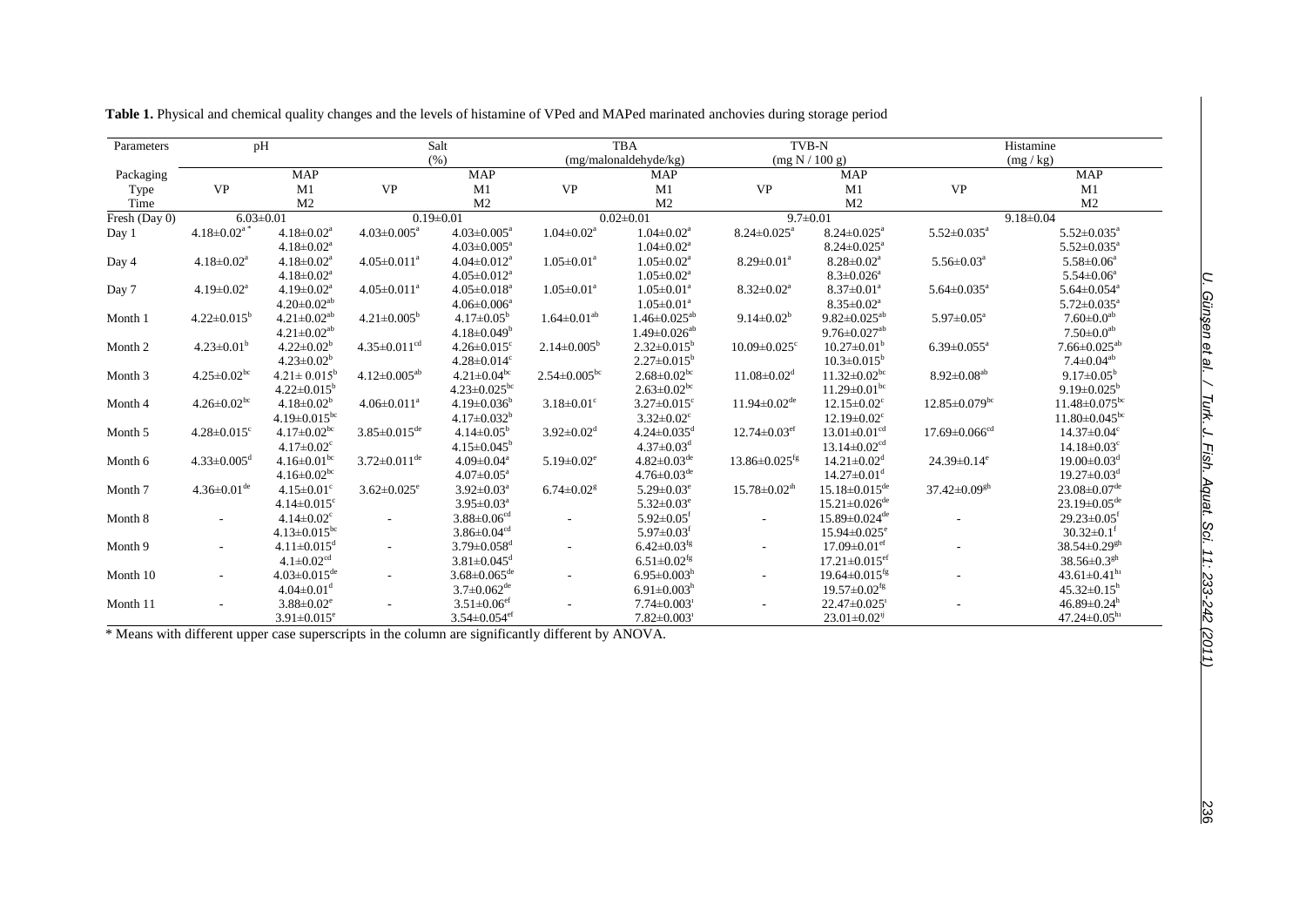**Table 1.** Physical and chemical quality changes and the levels of histamine of VPed and MAPed marinated anchovies during storage period

| Parameters | pH | | Salt (%) | | TBA (mg/malonaldehyde/kg) | | TVB-N (mg N / 100 g) | | Histamine (mg / kg) | |
|---|---|---|---|---|---|---|---|---|---|---|
| Packaging | | MAP | | MAP | | MAP | | MAP | | MAP |
| Type | VP | M1 | VP | M1 | VP | M1 | VP | M1 | VP | M1 |
| Time | | M2 | | M2 | | M2 | | M2 | | M2 |
| Fresh (Day 0) | 6.03±0.01 | | 0.19±0.01 | | 0.02±0.01 | | 9.7±0.01 | | 9.18±0.04 | |
| Day 1 | 4.18±0.02[a*] | 4.18±0.02[a] | 4.03±0.005[a] | 4.03±0.005[a] | 1.04±0.02[a] | 1.04±0.02[a] | 8.24±0.025[a] | 8.24±0.025[a] | 5.52±0.035[a] | 5.52±0.035[a] |
| | | 4.18±0.02[a] | | 4.03±0.005[a] | | 1.04±0.02[a] | | 8.24±0.025[a] | | 5.52±0.035[a] |
| Day 4 | 4.18±0.02[a] | 4.18±0.02[a] | 4.05±0.011[a] | 4.04±0.012[a] | 1.05±0.01[a] | 1.05±0.02[a] | 8.29±0.01[a] | 8.28±0.02[a] | 5.56±0.03[a] | 5.58±0.06[a] |
| | | 4.18±0.02[a] | | 4.05±0.012[a] | | 1.05±0.02[a] | | 8.3±0.026[a] | | 5.54±0.06[a] |
| Day 7 | 4.19±0.02[a] | 4.19±0.02[a] | 4.05±0.011[a] | 4.05±0.018[a] | 1.05±0.01[a] | 1.05±0.01[a] | 8.32±0.02[a] | 8.37±0.01[a] | 5.64±0.035[a] | 5.64±0.054[a] |
| | | 4.20±0.02[ab] | | 4.06±0.006[a] | | 1.05±0.01[a] | | 8.35±0.02[a] | | 5.72±0.035[a] |
| Month 1 | 4.22±0.015[b] | 4.21±0.02[ab] | 4.21±0.005[b] | 4.17±0.05[b] | 1.64±0.01[ab] | 1.46±0.025[ab] | 9.14±0.02[b] | 9.82±0.025[ab] | 5.97±0.05[a] | 7.60±0.0[ab] |
| | | 4.21±0.02[ab] | | 4.18±0.049[b] | | 1.49±0.026[ab] | | 9.76±0.027[ab] | | 7.50±0.0[ab] |
| Month 2 | 4.23±0.01[b] | 4.22±0.02[b] | 4.35±0.011[cd] | 4.26±0.015[c] | 2.14±0.005[b] | 2.32±0.015[b] | 10.09±0.025[c] | 10.27±0.01[b] | 6.39±0.055[a] | 7.66±0.025[ab] |
| | | 4.23±0.02[b] | | 4.28±0.014[c] | | 2.27±0.015[b] | | 10.3±0.015[b] | | 7.4±0.04[ab] |
| Month 3 | 4.25±0.02[bc] | 4.21± 0.015[b] | 4.12±0.005[ab] | 4.21±0.04[bc] | 2.54±0.005[bc] | 2.68±0.02[bc] | 11.08±0.02[d] | 11.32±0.02[bc] | 8.92±0.08[ab] | 9.17±0.05[b] |
| | | 4.22±0.015[b] | | 4.23±0.025[bc] | | 2.63±0.02[bc] | | 11.29±0.01[bc] | | 9.19±0.025[b] |
| Month 4 | 4.26±0.02[bc] | 4.18±0.02[b] | 4.06±0.011[a] | 4.19±0.036[b] | 3.18±0.01[c] | 3.27±0.015[c] | 11.94±0.02[de] | 12.15±0.02[c] | 12.85±0.079[bc] | 11.48±0.075[bc] |
| | | 4.19±0.015[bc] | | 4.17±0.032[b] | | 3.32±0.02[c] | | 12.19±0.02[c] | | 11.80±0.045[bc] |
| Month 5 | 4.28±0.015[c] | 4.17±0.02[bc] | 3.85±0.015[de] | 4.14±0.05[b] | 3.92±0.02[d] | 4.24±0.035[d] | 12.74±0.03[ef] | 13.01±0.01[cd] | 17.69±0.066[cd] | 14.37±0.04[c] |
| | | 4.17±0.02[c] | | 4.15±0.045[b] | | 4.37±0.03[d] | | 13.14±0.02[cd] | | 14.18±0.03[c] |
| Month 6 | 4.33±0.005[d] | 4.16±0.01[bc] | 3.72±0.011[de] | 4.09±0.04[a] | 5.19±0.02[e] | 4.82±0.03[de] | 13.86±0.025[fg] | 14.21±0.02[d] | 24.39±0.14[e] | 19.00±0.03[d] |
| | | 4.16±0.02[bc] | | 4.07±0.05[a] | | 4.76±0.03[de] | | 14.27±0.01[d] | | 19.27±0.03[d] |
| Month 7 | 4.36±0.01[de] | 4.15±0.01[c] | 3.62±0.025[e] | 3.92±0.03[a] | 6.74±0.02[g] | 5.29±0.03[e] | 15.78±0.02[gh] | 15.18±0.015[de] | 37.42±0.09[gh] | 23.08±0.07[de] |
| | | 4.14±0.015[c] | | 3.95±0.03[a] | | 5.32±0.03[e] | | 15.21±0.026[de] | | 23.19±0.05[de] |
| Month 8 | - | 4.14±0.02[c] | - | 3.88±0.06[cd] | - | 5.92±0.05[f] | - | 15.89±0.024[de] | - | 29.23±0.05[f] |
| | | 4.13±0.015[bc] | | 3.86±0.04[cd] | | 5.97±0.03[f] | | 15.94±0.025[e] | | 30.32±0.1[f] |
| Month 9 | - | 4.11±0.015[d] | - | 3.79±0.058[d] | - | 6.42±0.03[fg] | - | 17.09±0.01[ef] | - | 38.54±0.29[gh] |
| | | 4.1±0.02[cd] | | 3.81±0.045[d] | | 6.51±0.02[fg] | | 17.21±0.015[ef] | | 38.56±0.3[gh] |
| Month 10 | - | 4.03±0.015[de] | - | 3.68±0.065[de] | - | 6.95±0.003[h] | - | 19.64±0.015[fg] | - | 43.61±0.41[hı] |
| | | 4.04±0.01[d] | | 3.7±0.062[de] | | 6.91±0.003[h] | | 19.57±0.02[fg] | | 45.32±0.15[h] |
| Month 11 | - | 3.88±0.02[e] | - | 3.51±0.06[ef] | - | 7.74±0.003[ı] | - | 22.47±0.025[ı] | - | 46.89±0.24[h] |
| | | 3.91±0.015[e] | | 3.54±0.054[ef] | | 7.82±0.003[ı] | | 23.01±0.02[gj] | | 47.24±0.05[hı] |

\* Means with different upper case superscripts in the column are significantly different by ANOVA.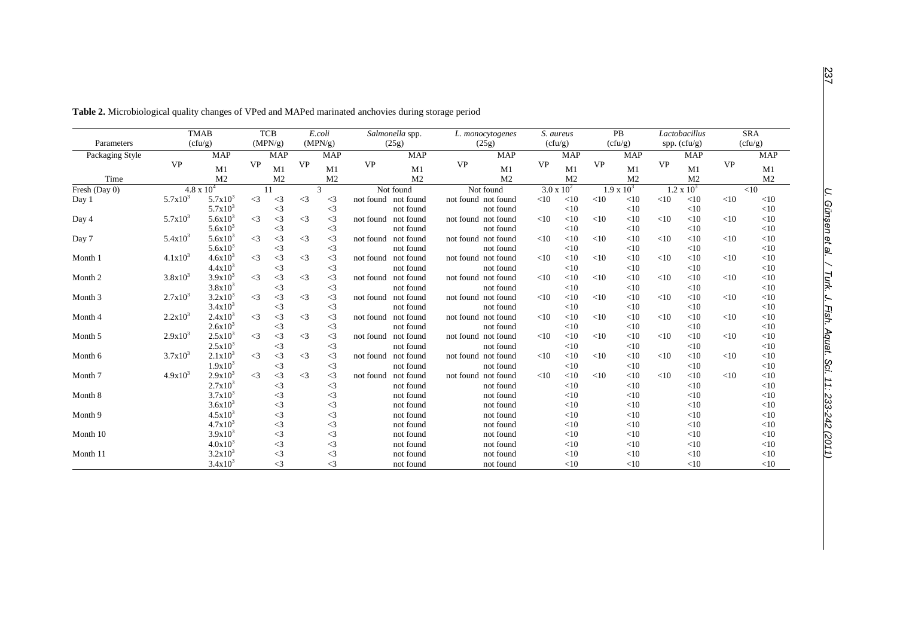**Table 2.** Microbiological quality changes of VPed and MAPed marinated anchovies during storage period

| Parameters | TMAB (cfu/g) | | TCB (MPN/g) | | *E.coli* (MPN/g) | | *Salmonella* spp. (25g) | | *L. monocytogenes* (25g) | | *S. aureus* (cfu/g) | | PB (cfu/g) | | *Lactobacillus* spp. (cfu/g) | | SRA (cfu/g) | |
|---|---|---|---|---|---|---|---|---|---|---|---|---|---|---|---|---|---|---|
| Packaging Style | VP | MAP | VP | MAP | VP | MAP | VP | MAP | VP | MAP | VP | MAP | VP | MAP | VP | MAP | VP | MAP |
| Time | | M1 M2 | | M1 M2 | | M1 M2 | | M1 M2 | | M1 M2 | | M1 M2 | | M1 M2 | | M1 M2 | | M1 M2 |
| Fresh (Day 0) | $4.8 \times 10^4$ | | 11 | | 3 | | Not found | | Not found | | $3.0 \times 10^2$ | | $1.9 \times 10^3$ | | $1.2 \times 10^3$ | | <10 | |
| Day 1 | $5.7x10^3$ | $5.7x10^3$ | <3 | <3 | <3 | <3 | not found | not found | not found | not found | <10 | <10 | <10 | <10 | <10 | <10 | <10 | <10 |
| | | $5.7x10^3$ | | <3 | | <3 | | not found | | not found | | <10 | | <10 | | <10 | | <10 |
| Day 4 | $5.7x10^3$ | $5.6x10^3$ | <3 | <3 | <3 | <3 | not found | not found | not found | not found | <10 | <10 | <10 | <10 | <10 | <10 | <10 | <10 |
| | | $5.6x10^3$ | | <3 | | <3 | | not found | | not found | | <10 | | <10 | | <10 | | <10 |
| Day 7 | $5.4x10^3$ | $5.6x10^3$ | <3 | <3 | <3 | <3 | not found | not found | not found | not found | <10 | <10 | <10 | <10 | <10 | <10 | <10 | <10 |
| | | $5.6x10^3$ | | <3 | | <3 | | not found | | not found | | <10 | | <10 | | <10 | | <10 |
| Month 1 | $4.1x10^3$ | $4.6x10^3$ | <3 | <3 | <3 | <3 | not found | not found | not found | not found | <10 | <10 | <10 | <10 | <10 | <10 | <10 | <10 |
| | | $4.4x10^3$ | | <3 | | <3 | | not found | | not found | | <10 | | <10 | | <10 | | <10 |
| Month 2 | $3.8x10^3$ | $3.9x10^3$ | <3 | <3 | <3 | <3 | not found | not found | not found | not found | <10 | <10 | <10 | <10 | <10 | <10 | <10 | <10 |
| | | $3.8x10^3$ | | <3 | | <3 | | not found | | not found | | <10 | | <10 | | <10 | | <10 |
| Month 3 | $2.7x10^3$ | $3.2x10^3$ | <3 | <3 | <3 | <3 | not found | not found | not found | not found | <10 | <10 | <10 | <10 | <10 | <10 | <10 | <10 |
| | | $3.4x10^3$ | | <3 | | <3 | | not found | | not found | | <10 | | <10 | | <10 | | <10 |
| Month 4 | $2.2x10^3$ | $2.4x10^3$ | <3 | <3 | <3 | <3 | not found | not found | not found | not found | <10 | <10 | <10 | <10 | <10 | <10 | <10 | <10 |
| | | $2.6x10^3$ | | <3 | | <3 | | not found | | not found | | <10 | | <10 | | <10 | | <10 |
| Month 5 | $2.9x10^3$ | $2.5x10^3$ | <3 | <3 | <3 | <3 | not found | not found | not found | not found | <10 | <10 | <10 | <10 | <10 | <10 | <10 | <10 |
| | | $2.5x10^3$ | | <3 | | <3 | | not found | | not found | | <10 | | <10 | | <10 | | <10 |
| Month 6 | $3.7x10^3$ | $2.1x10^3$ | <3 | <3 | <3 | <3 | not found | not found | not found | not found | <10 | <10 | <10 | <10 | <10 | <10 | <10 | <10 |
| | | $1.9x10^3$ | | <3 | | <3 | | not found | | not found | | <10 | | <10 | | <10 | | <10 |
| Month 7 | $4.9x10^3$ | $2.9x10^3$ | <3 | <3 | <3 | <3 | not found | not found | not found | not found | <10 | <10 | <10 | <10 | <10 | <10 | <10 | <10 |
| | | $2.7x10^3$ | | <3 | | <3 | | not found | | not found | | <10 | | <10 | | <10 | | <10 |
| Month 8 | | $3.7x10^3$ | | <3 | | <3 | | not found | | not found | | <10 | | <10 | | <10 | | <10 |
| | | $3.6x10^3$ | | <3 | | <3 | | not found | | not found | | <10 | | <10 | | <10 | | <10 |
| Month 9 | | $4.5x10^3$ | | <3 | | <3 | | not found | | not found | | <10 | | <10 | | <10 | | <10 |
| | | $4.7x10^3$ | | <3 | | <3 | | not found | | not found | | <10 | | <10 | | <10 | | <10 |
| Month 10 | | $3.9x10^3$ | | <3 | | <3 | | not found | | not found | | <10 | | <10 | | <10 | | <10 |
| | | $4.0x10^3$ | | <3 | | <3 | | not found | | not found | | <10 | | <10 | | <10 | | <10 |
| Month 11 | | $3.2x10^3$ | | <3 | | <3 | | not found | | not found | | <10 | | <10 | | <10 | | <10 |
| | | $3.4x10^3$ | | <3 | | <3 | | not found | | not found | | <10 | | <10 | | <10 | | <10 |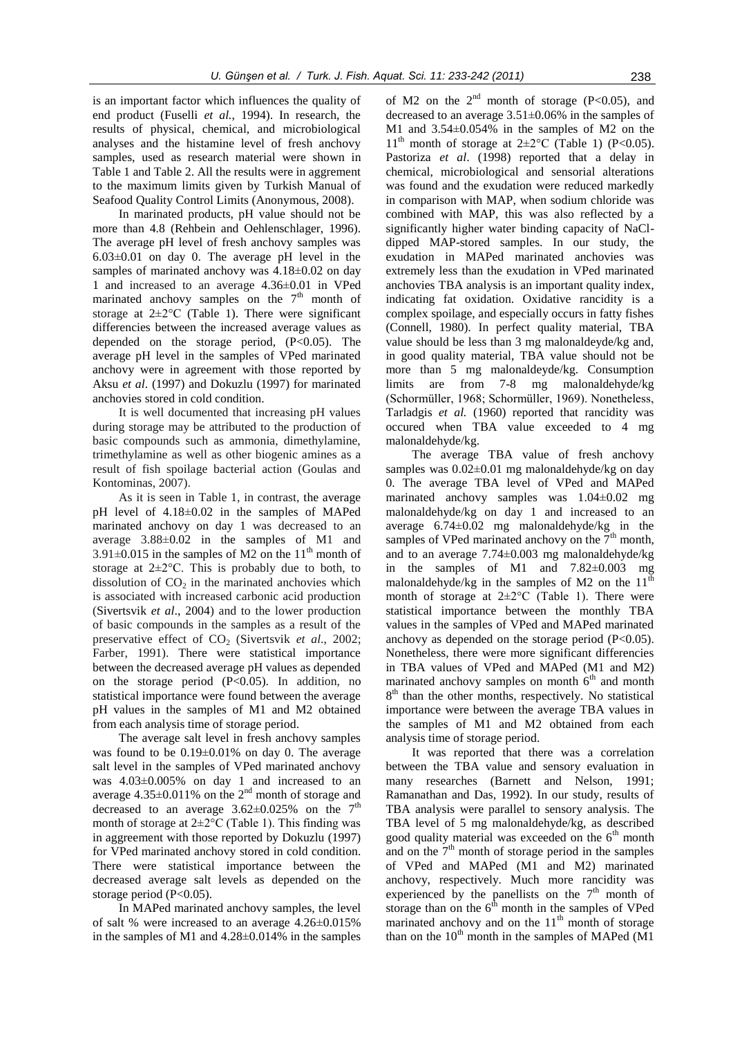is an important factor which influences the quality of end product (Fuselli *et al.,* 1994). In research, the results of physical, chemical, and microbiological analyses and the histamine level of fresh anchovy samples, used as research material were shown in Table 1 and Table 2. All the results were in aggrement to the maximum limits given by Turkish Manual of Seafood Quality Control Limits (Anonymous, 2008).

In marinated products, pH value should not be more than 4.8 (Rehbein and Oehlenschlager, 1996). The average pH level of fresh anchovy samples was 6.03±0.01 on day 0. The average pH level in the samples of marinated anchovy was 4.18±0.02 on day 1 and increased to an average 4.36±0.01 in VPed marinated anchovy samples on the 7th month of storage at 2±2°C (Table 1). There were significant differencies between the increased average values as depended on the storage period, (P<0.05). The average pH level in the samples of VPed marinated anchovy were in agreement with those reported by Aksu *et al*. (1997) and Dokuzlu (1997) for marinated anchovies stored in cold condition.

It is well documented that increasing pH values during storage may be attributed to the production of basic compounds such as ammonia, dimethylamine, trimethylamine as well as other biogenic amines as a result of fish spoilage bacterial action (Goulas and Kontominas, 2007).

As it is seen in Table 1, in contrast, the average pH level of 4.18±0.02 in the samples of MAPed marinated anchovy on day 1 was decreased to an average 3.88±0.02 in the samples of M1 and 3.91±0.015 in the samples of M2 on the 11th month of storage at 2±2°C. This is probably due to both, to dissolution of $CO_2$ in the marinated anchovies which is associated with increased carbonic acid production (Sivertsvik *et al*., 2004) and to the lower production of basic compounds in the samples as a result of the preservative effect of $CO_2$ (Sivertsvik *et al*., 2002; Farber, 1991). There were statistical importance between the decreased average pH values as depended on the storage period (P<0.05). In addition, no statistical importance were found between the average pH values in the samples of M1 and M2 obtained from each analysis time of storage period.

The average salt level in fresh anchovy samples was found to be 0.19±0.01% on day 0. The average salt level in the samples of VPed marinated anchovy was 4.03±0.005% on day 1 and increased to an average 4.35±0.011% on the 2nd month of storage and decreased to an average 3.62±0.025% on the 7th month of storage at 2±2°C (Table 1). This finding was in aggreement with those reported by Dokuzlu (1997) for VPed marinated anchovy stored in cold condition. There were statistical importance between the decreased average salt levels as depended on the storage period (P<0.05).

In MAPed marinated anchovy samples, the level of salt % were increased to an average 4.26±0.015% in the samples of M1 and 4.28±0.014% in the samples of M2 on the 2nd month of storage (P<0.05), and decreased to an average 3.51±0.06% in the samples of M1 and 3.54±0.054% in the samples of M2 on the 11th month of storage at 2±2°C (Table 1) (P<0.05). Pastoriza *et al*. (1998) reported that a delay in chemical, microbiological and sensorial alterations was found and the exudation were reduced markedly in comparison with MAP, when sodium chloride was combined with MAP, this was also reflected by a significantly higher water binding capacity of NaCl-dipped MAP-stored samples. In our study, the exudation in MAPed marinated anchovies was extremely less than the exudation in VPed marinated anchovies TBA analysis is an important quality index, indicating fat oxidation. Oxidative rancidity is a complex spoilage, and especially occurs in fatty fishes (Connell, 1980). In perfect quality material, TBA value should be less than 3 mg malonaldeyde/kg and, in good quality material, TBA value should not be more than 5 mg malonaldeyde/kg. Consumption limits are from 7-8 mg malonaldehyde/kg (Schormüller, 1968; Schormüller, 1969). Nonetheless, Tarladgis *et al.* (1960) reported that rancidity was occured when TBA value exceeded to 4 mg malonaldehyde/kg.

The average TBA value of fresh anchovy samples was 0.02±0.01 mg malonaldehyde/kg on day 0. The average TBA level of VPed and MAPed marinated anchovy samples was 1.04±0.02 mg malonaldehyde/kg on day 1 and increased to an average 6.74±0.02 mg malonaldehyde/kg in the samples of VPed marinated anchovy on the 7th month, and to an average 7.74±0.003 mg malonaldehyde/kg in the samples of M1 and 7.82±0.003 mg malonaldehyde/kg in the samples of M2 on the 11th month of storage at 2±2°C (Table 1). There were statistical importance between the monthly TBA values in the samples of VPed and MAPed marinated anchovy as depended on the storage period (P<0.05). Nonetheless, there were more significant differencies in TBA values of VPed and MAPed (M1 and M2) marinated anchovy samples on month 6th and month 8th than the other months, respectively. No statistical importance were between the average TBA values in the samples of M1 and M2 obtained from each analysis time of storage period.

It was reported that there was a correlation between the TBA value and sensory evaluation in many researches (Barnett and Nelson, 1991; Ramanathan and Das, 1992). In our study, results of TBA analysis were parallel to sensory analysis. The TBA level of 5 mg malonaldehyde/kg, as described good quality material was exceeded on the 6th month and on the 7th month of storage period in the samples of VPed and MAPed (M1 and M2) marinated anchovy, respectively. Much more rancidity was experienced by the panellists on the 7th month of storage than on the 6th month in the samples of VPed marinated anchovy and on the 11th month of storage than on the 10th month in the samples of MAPed (M1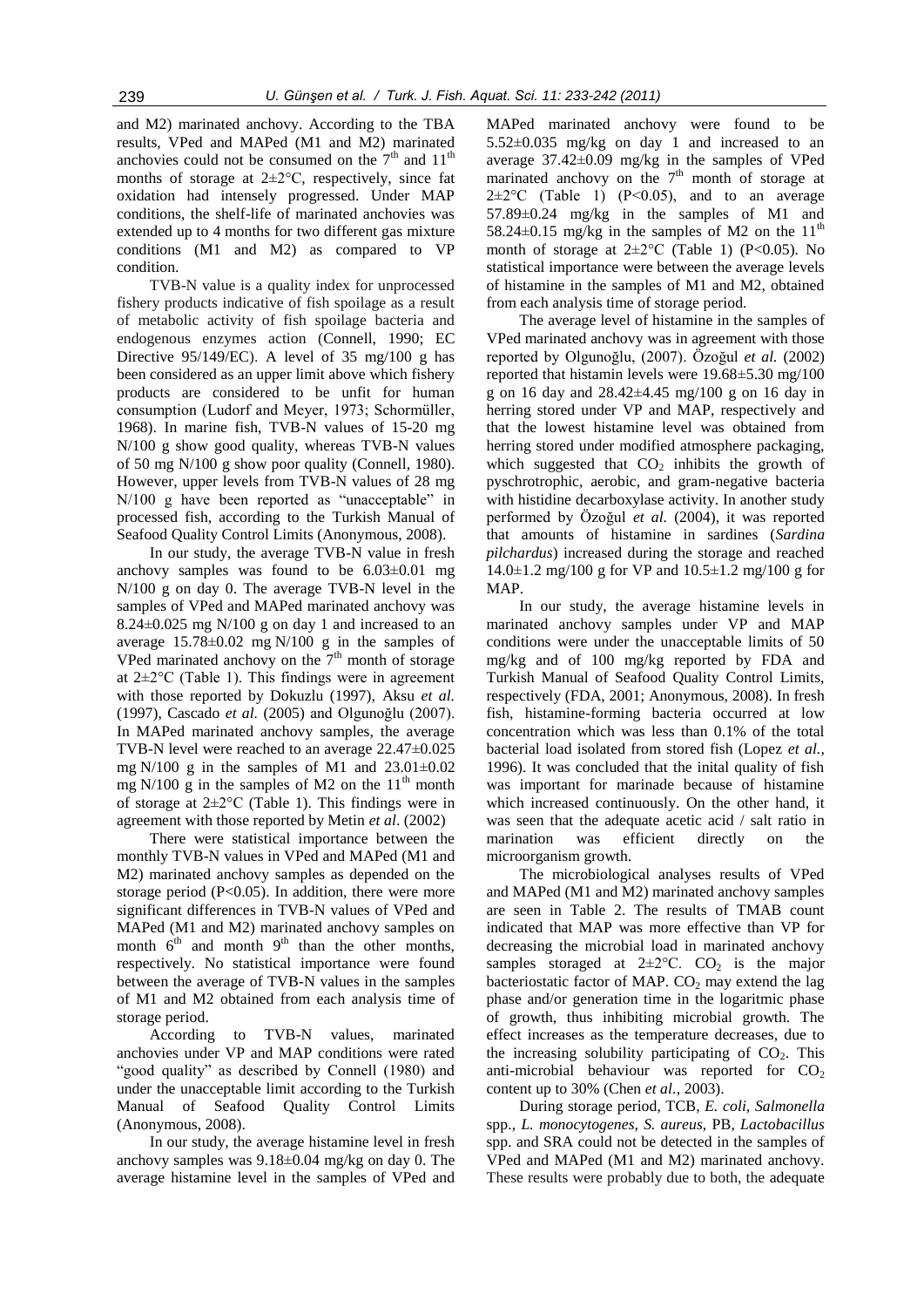and M2) marinated anchovy. According to the TBA results, VPed and MAPed (M1 and M2) marinated anchovies could not be consumed on the $7^{th}$ and $11^{th}$ months of storage at 2±2°C, respectively, since fat oxidation had intensely progressed. Under MAP conditions, the shelf-life of marinated anchovies was extended up to 4 months for two different gas mixture conditions (M1 and M2) as compared to VP condition.

TVB-N value is a quality index for unprocessed fishery products indicative of fish spoilage as a result of metabolic activity of fish spoilage bacteria and endogenous enzymes action (Connell, 1990; EC Directive 95/149/EC). A level of 35 mg/100 g has been considered as an upper limit above which fishery products are considered to be unfit for human consumption (Ludorf and Meyer, 1973; Schormüller, 1968). In marine fish, TVB-N values of 15-20 mg N/100 g show good quality, whereas TVB-N values of 50 mg N/100 g show poor quality (Connell, 1980). However, upper levels from TVB-N values of 28 mg N/100 g have been reported as "unacceptable" in processed fish, according to the Turkish Manual of Seafood Quality Control Limits (Anonymous, 2008).

In our study, the average TVB-N value in fresh anchovy samples was found to be 6.03±0.01 mg N/100 g on day 0. The average TVB-N level in the samples of VPed and MAPed marinated anchovy was 8.24±0.025 mg N/100 g on day 1 and increased to an average 15.78±0.02 mg N/100 g in the samples of VPed marinated anchovy on the $7^{th}$ month of storage at 2±2°C (Table 1). This findings were in agreement with those reported by Dokuzlu (1997), Aksu *et al.* (1997), Cascado *et al.* (2005) and Olgunoğlu (2007). In MAPed marinated anchovy samples, the average TVB-N level were reached to an average 22.47±0.025 mg N/100 g in the samples of M1 and 23.01±0.02 mg N/100 g in the samples of M2 on the $11^{th}$ month of storage at 2±2°C (Table 1). This findings were in agreement with those reported by Metin *et al*. (2002)

There were statistical importance between the monthly TVB-N values in VPed and MAPed (M1 and M2) marinated anchovy samples as depended on the storage period ($P<0.05$). In addition, there were more significant differences in TVB-N values of VPed and MAPed (M1 and M2) marinated anchovy samples on month $6^{th}$ and month $9^{th}$ than the other months, respectively. No statistical importance were found between the average of TVB-N values in the samples of M1 and M2 obtained from each analysis time of storage period.

According to TVB-N values, marinated anchovies under VP and MAP conditions were rated "good quality" as described by Connell (1980) and under the unacceptable limit according to the Turkish Manual of Seafood Quality Control Limits (Anonymous, 2008).

In our study, the average histamine level in fresh anchovy samples was 9.18±0.04 mg/kg on day 0. The average histamine level in the samples of VPed and MAPed marinated anchovy were found to be 5.52±0.035 mg/kg on day 1 and increased to an average 37.42±0.09 mg/kg in the samples of VPed marinated anchovy on the $7^{th}$ month of storage at 2±2°C (Table 1) ($P<0.05$), and to an average 57.89±0.24 mg/kg in the samples of M1 and 58.24±0.15 mg/kg in the samples of M2 on the $11^{th}$ month of storage at 2±2°C (Table 1) ($P<0.05$). No statistical importance were between the average levels of histamine in the samples of M1 and M2, obtained from each analysis time of storage period.

The average level of histamine in the samples of VPed marinated anchovy was in agreement with those reported by Olgunoğlu, (2007). Özoğul *et al.* (2002) reported that histamin levels were 19.68±5.30 mg/100 g on 16 day and 28.42±4.45 mg/100 g on 16 day in herring stored under VP and MAP, respectively and that the lowest histamine level was obtained from herring stored under modified atmosphere packaging, which suggested that $CO_2$ inhibits the growth of pyschrotrophic, aerobic, and gram-negative bacteria with histidine decarboxylase activity. In another study performed by Özoğul *et al.* (2004), it was reported that amounts of histamine in sardines (*Sardina pilchardus*) increased during the storage and reached 14.0±1.2 mg/100 g for VP and 10.5±1.2 mg/100 g for MAP.

In our study, the average histamine levels in marinated anchovy samples under VP and MAP conditions were under the unacceptable limits of 50 mg/kg and of 100 mg/kg reported by FDA and Turkish Manual of Seafood Quality Control Limits, respectively (FDA, 2001; Anonymous, 2008). In fresh fish, histamine-forming bacteria occurred at low concentration which was less than 0.1% of the total bacterial load isolated from stored fish (Lopez *et al.,* 1996). It was concluded that the inital quality of fish was important for marinade because of histamine which increased continuously. On the other hand, it was seen that the adequate acetic acid / salt ratio in marination was efficient directly on the microorganism growth.

The microbiological analyses results of VPed and MAPed (M1 and M2) marinated anchovy samples are seen in Table 2. The results of TMAB count indicated that MAP was more effective than VP for decreasing the microbial load in marinated anchovy samples storaged at 2±2°C. $CO_2$ is the major bacteriostatic factor of MAP. $CO_2$ may extend the lag phase and/or generation time in the logaritmic phase of growth, thus inhibiting microbial growth. The effect increases as the temperature decreases, due to the increasing solubility participating of $CO_2$. This anti-microbial behaviour was reported for $CO_2$ content up to 30% (Chen *et al.*, 2003).

During storage period, TCB, *E. coli*, *Salmonella* spp., *L. monocytogenes, S. aureus,* PB, *Lactobacillus* spp. and SRA could not be detected in the samples of VPed and MAPed (M1 and M2) marinated anchovy. These results were probably due to both, the adequate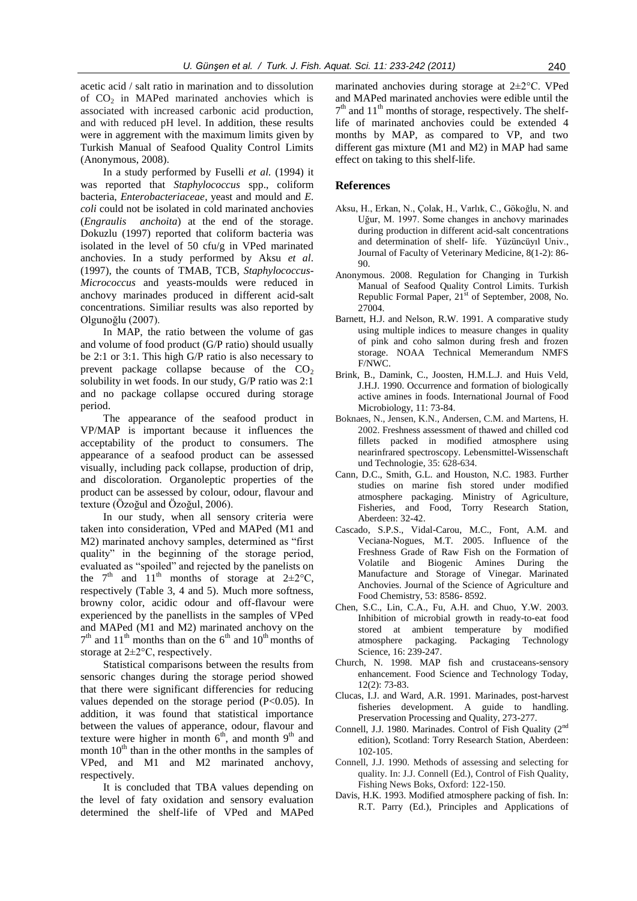acetic acid / salt ratio in marination and to dissolution of $CO_2$ in MAPed marinated anchovies which is associated with increased carbonic acid production, and with reduced pH level. In addition, these results were in aggrement with the maximum limits given by Turkish Manual of Seafood Quality Control Limits (Anonymous, 2008).

In a study performed by Fuselli *et al.* (1994) it was reported that *Staphylococcus* spp., coliform bacteria, *Enterobacteriaceae*, yeast and mould and *E. coli* could not be isolated in cold marinated anchovies (*Engraulis anchoita*) at the end of the storage. Dokuzlu (1997) reported that coliform bacteria was isolated in the level of 50 cfu/g in VPed marinated anchovies. In a study performed by Aksu *et al.* (1997), the counts of TMAB, TCB, *Staphylococcus-Micrococcus* and yeasts-moulds were reduced in anchovy marinades produced in different acid-salt concentrations. Similiar results was also reported by Olgunoğlu (2007).

In MAP, the ratio between the volume of gas and volume of food product (G/P ratio) should usually be 2:1 or 3:1. This high G/P ratio is also necessary to prevent package collapse because of the $CO_2$ solubility in wet foods. In our study, G/P ratio was 2:1 and no package collapse occured during storage period.

The appearance of the seafood product in VP/MAP is important because it influences the acceptability of the product to consumers. The appearance of a seafood product can be assessed visually, including pack collapse, production of drip, and discoloration. Organoleptic properties of the product can be assessed by colour, odour, flavour and texture (Özoğul and Özoğul, 2006).

In our study, when all sensory criteria were taken into consideration, VPed and MAPed (M1 and M2) marinated anchovy samples, determined as "first quality" in the beginning of the storage period, evaluated as "spoiled" and rejected by the panelists on the $7^{th}$ and $11^{th}$ months of storage at 2±2°C, respectively (Table 3, 4 and 5). Much more softness, browny color, acidic odour and off-flavour were experienced by the panellists in the samples of VPed and MAPed (M1 and M2) marinated anchovy on the $7^{th}$ and $11^{th}$ months than on the $6^{th}$ and $10^{th}$ months of storage at 2±2°C, respectively.

Statistical comparisons between the results from sensoric changes during the storage period showed that there were significant differencies for reducing values depended on the storage period ($P<0.05$). In addition, it was found that statistical importance between the values of apperance, odour, flavour and texture were higher in month $6^{th}$, and month $9^{th}$ and month $10^{th}$ than in the other months in the samples of VPed, and M1 and M2 marinated anchovy, respectively.

It is concluded that TBA values depending on the level of faty oxidation and sensory evaluation determined the shelf-life of VPed and MAPed marinated anchovies during storage at 2±2°C. VPed and MAPed marinated anchovies were edible until the $7^{th}$ and $11^{th}$ months of storage, respectively. The shelf-life of marinated anchovies could be extended 4 months by MAP, as compared to VP, and two different gas mixture (M1 and M2) in MAP had same effect on taking to this shelf-life.

## References

Aksu, H., Erkan, N., Çolak, H., Varlık, C., Gökoğlu, N. and Uğur, M. 1997. Some changes in anchovy marinades during production in different acid-salt concentrations and determination of shelf- life. Yüzüncüyıl Univ., Journal of Faculty of Veterinary Medicine, 8(1-2): 86-90.

Anonymous. 2008. Regulation for Changing in Turkish Manual of Seafood Quality Control Limits. Turkish Republic Formal Paper, 21st of September, 2008, No. 27004.

Barnett, H.J. and Nelson, R.W. 1991. A comparative study using multiple indices to measure changes in quality of pink and coho salmon during fresh and frozen storage. NOAA Technical Memerandum NMFS F/NWC.

Brink, B., Damink, C., Joosten, H.M.L.J. and Huis Veld, J.H.J. 1990. Occurrence and formation of biologically active amines in foods. International Journal of Food Microbiology, 11: 73-84.

Boknaes, N., Jensen, K.N., Andersen, C.M. and Martens, H. 2002. Freshness assessment of thawed and chilled cod fillets packed in modified atmosphere using nearinfrared spectroscopy. Lebensmittel-Wissenschaft und Technologie, 35: 628-634.

Cann, D.C., Smith, G.L. and Houston, N.C. 1983. Further studies on marine fish stored under modified atmosphere packaging. Ministry of Agriculture, Fisheries, and Food, Torry Research Station, Aberdeen: 32-42.

Cascado, S.P.S., Vidal-Carou, M.C., Font, A.M. and Veciana-Nogues, M.T. 2005. Influence of the Freshness Grade of Raw Fish on the Formation of Volatile and Biogenic Amines During the Manufacture and Storage of Vinegar. Marinated Anchovies. Journal of the Science of Agriculture and Food Chemistry, 53: 8586- 8592.

Chen, S.C., Lin, C.A., Fu, A.H. and Chuo, Y.W. 2003. Inhibition of microbial growth in ready-to-eat food stored at ambient temperature by modified atmosphere packaging. Packaging Technology Science, 16: 239-247.

Church, N. 1998. MAP fish and crustaceans-sensory enhancement. Food Science and Technology Today, 12(2): 73-83.

Clucas, I.J. and Ward, A.R. 1991. Marinades, post-harvest fisheries development. A guide to handling. Preservation Processing and Quality, 273-277.

Connell, J.J. 1980. Marinades. Control of Fish Quality (2nd edition), Scotland: Torry Research Station, Aberdeen: 102-105.

Connell, J.J. 1990. Methods of assessing and selecting for quality. In: J.J. Connell (Ed.), Control of Fish Quality, Fishing News Boks, Oxford: 122-150.

Davis, H.K. 1993. Modified atmosphere packing of fish. In: R.T. Parry (Ed.), Principles and Applications of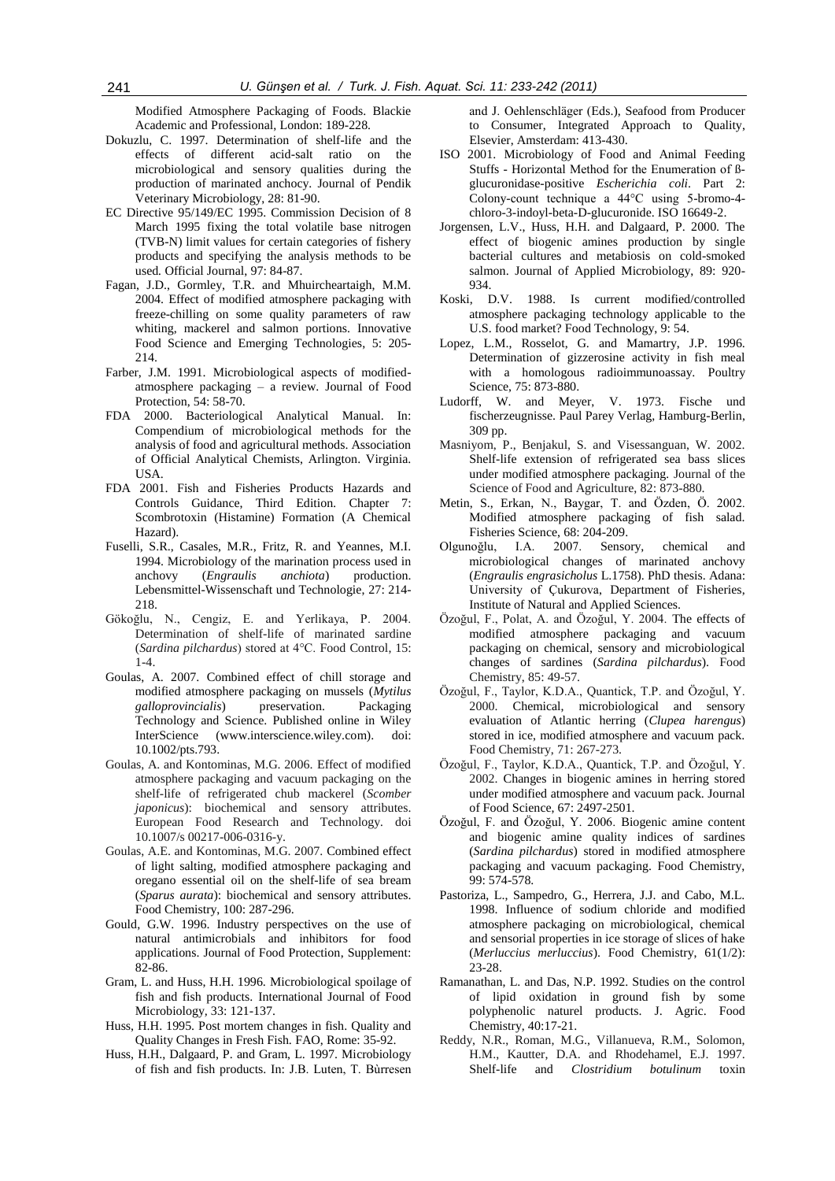Modified Atmosphere Packaging of Foods. Blackie Academic and Professional, London: 189-228.

Dokuzlu, C. 1997. Determination of shelf-life and the effects of different acid-salt ratio on the microbiological and sensory qualities during the production of marinated anchovy. Journal of Pendik Veterinary Microbiology, 28: 81-90.

EC Directive 95/149/EC 1995. Commission Decision of 8 March 1995 fixing the total volatile base nitrogen (TVB-N) limit values for certain categories of fishery products and specifying the analysis methods to be used. Official Journal, 97: 84-87.

Fagan, J.D., Gormley, T.R. and Mhuircheartaigh, M.M. 2004. Effect of modified atmosphere packaging with freeze-chilling on some quality parameters of raw whiting, mackerel and salmon portions. Innovative Food Science and Emerging Technologies, 5: 205-214.

Farber, J.M. 1991. Microbiological aspects of modified-atmosphere packaging – a review. Journal of Food Protection, 54: 58-70.

FDA 2000. Bacteriological Analytical Manual. In: Compendium of microbiological methods for the analysis of food and agricultural methods. Association of Official Analytical Chemists, Arlington. Virginia. USA.

FDA 2001. Fish and Fisheries Products Hazards and Controls Guidance, Third Edition. Chapter 7: Scombrotoxin (Histamine) Formation (A Chemical Hazard).

Fuselli, S.R., Casales, M.R., Fritz, R. and Yeannes, M.I. 1994. Microbiology of the marination process used in anchovy (*Engraulis anchiota*) production. Lebensmittel-Wissenschaft und Technologie, 27: 214-218.

Gökoğlu, N., Cengiz, E. and Yerlikaya, P. 2004. Determination of shelf-life of marinated sardine (*Sardina pilchardus*) stored at 4°C. Food Control, 15: 1-4.

Goulas, A. 2007. Combined effect of chill storage and modified atmosphere packaging on mussels (*Mytilus galloprovincialis*) preservation. Packaging Technology and Science. Published online in Wiley InterScience (www.interscience.wiley.com). doi: 10.1002/pts.793.

Goulas, A. and Kontominas, M.G. 2006. Effect of modified atmosphere packaging and vacuum packaging on the shelf-life of refrigerated chub mackerel (*Scomber japonicus*): biochemical and sensory attributes. European Food Research and Technology. doi 10.1007/s 00217-006-0316-y.

Goulas, A.E. and Kontominas, M.G. 2007. Combined effect of light salting, modified atmosphere packaging and oregano essential oil on the shelf-life of sea bream (*Sparus aurata*): biochemical and sensory attributes. Food Chemistry, 100: 287-296.

Gould, G.W. 1996. Industry perspectives on the use of natural antimicrobials and inhibitors for food applications. Journal of Food Protection, Supplement: 82-86.

Gram, L. and Huss, H.H. 1996. Microbiological spoilage of fish and fish products. International Journal of Food Microbiology, 33: 121-137.

Huss, H.H. 1995. Post mortem changes in fish. Quality and Quality Changes in Fresh Fish. FAO, Rome: 35-92.

Huss, H.H., Dalgaard, P. and Gram, L. 1997. Microbiology of fish and fish products. In: J.B. Luten, T. Bùrresen and J. Oehlenschläger (Eds.), Seafood from Producer to Consumer, Integrated Approach to Quality, Elsevier, Amsterdam: 413-430.

ISO 2001. Microbiology of Food and Animal Feeding Stuffs - Horizontal Method for the Enumeration of ß-glucuronidase-positive *Escherichia coli*. Part 2: Colony-count technique a 44°C using 5-bromo-4-chloro-3-indoyl-beta-D-glucuronide. ISO 16649-2.

Jorgensen, L.V., Huss, H.H. and Dalgaard, P. 2000. The effect of biogenic amines production by single bacterial cultures and metabiosis on cold-smoked salmon. Journal of Applied Microbiology, 89: 920-934.

Koski, D.V. 1988. Is current modified/controlled atmosphere packaging technology applicable to the U.S. food market? Food Technology, 9: 54.

Lopez, L.M., Rosselot, G. and Mamartry, J.P. 1996. Determination of gizzerosine activity in fish meal with a homologous radioimmunoassay. Poultry Science, 75: 873-880.

Ludorff, W. and Meyer, V. 1973. Fische und fischerzeugnisse. Paul Parey Verlag, Hamburg-Berlin, 309 pp.

Masniyom, P., Benjakul, S. and Visessanguan, W. 2002. Shelf-life extension of refrigerated sea bass slices under modified atmosphere packaging. Journal of the Science of Food and Agriculture, 82: 873-880.

Metin, S., Erkan, N., Baygar, T. and Özden, Ö. 2002. Modified atmosphere packaging of fish salad. Fisheries Science, 68: 204-209.

Olgunoğlu, I.A. 2007. Sensory, chemical and microbiological changes of marinated anchovy (*Engraulis engrasicholus* L.1758). PhD thesis. Adana: University of Çukurova, Department of Fisheries, Institute of Natural and Applied Sciences.

Özoğul, F., Polat, A. and Özoğul, Y. 2004. The effects of modified atmosphere packaging and vacuum packaging on chemical, sensory and microbiological changes of sardines (*Sardina pilchardus*). Food Chemistry, 85: 49-57.

Özoğul, F., Taylor, K.D.A., Quantick, T.P. and Özoğul, Y. 2000. Chemical, microbiological and sensory evaluation of Atlantic herring (*Clupea harengus*) stored in ice, modified atmosphere and vacuum pack. Food Chemistry, 71: 267-273.

Özoğul, F., Taylor, K.D.A., Quantick, T.P. and Özoğul, Y. 2002. Changes in biogenic amines in herring stored under modified atmosphere and vacuum pack. Journal of Food Science, 67: 2497-2501.

Özoğul, F. and Özoğul, Y. 2006. Biogenic amine content and biogenic amine quality indices of sardines (*Sardina pilchardus*) stored in modified atmosphere packaging and vacuum packaging. Food Chemistry, 99: 574-578.

Pastoriza, L., Sampedro, G., Herrera, J.J. and Cabo, M.L. 1998. Influence of sodium chloride and modified atmosphere packaging on microbiological, chemical and sensorial properties in ice storage of slices of hake (*Merluccius merluccius*). Food Chemistry, 61(1/2): 23-28.

Ramanathan, L. and Das, N.P. 1992. Studies on the control of lipid oxidation in ground fish by some polyphenolic naturel products. J. Agric. Food Chemistry, 40:17-21.

Reddy, N.R., Roman, M.G., Villanueva, R.M., Solomon, H.M., Kautter, D.A. and Rhodehamel, E.J. 1997. Shelf-life and *Clostridium botulinum* toxin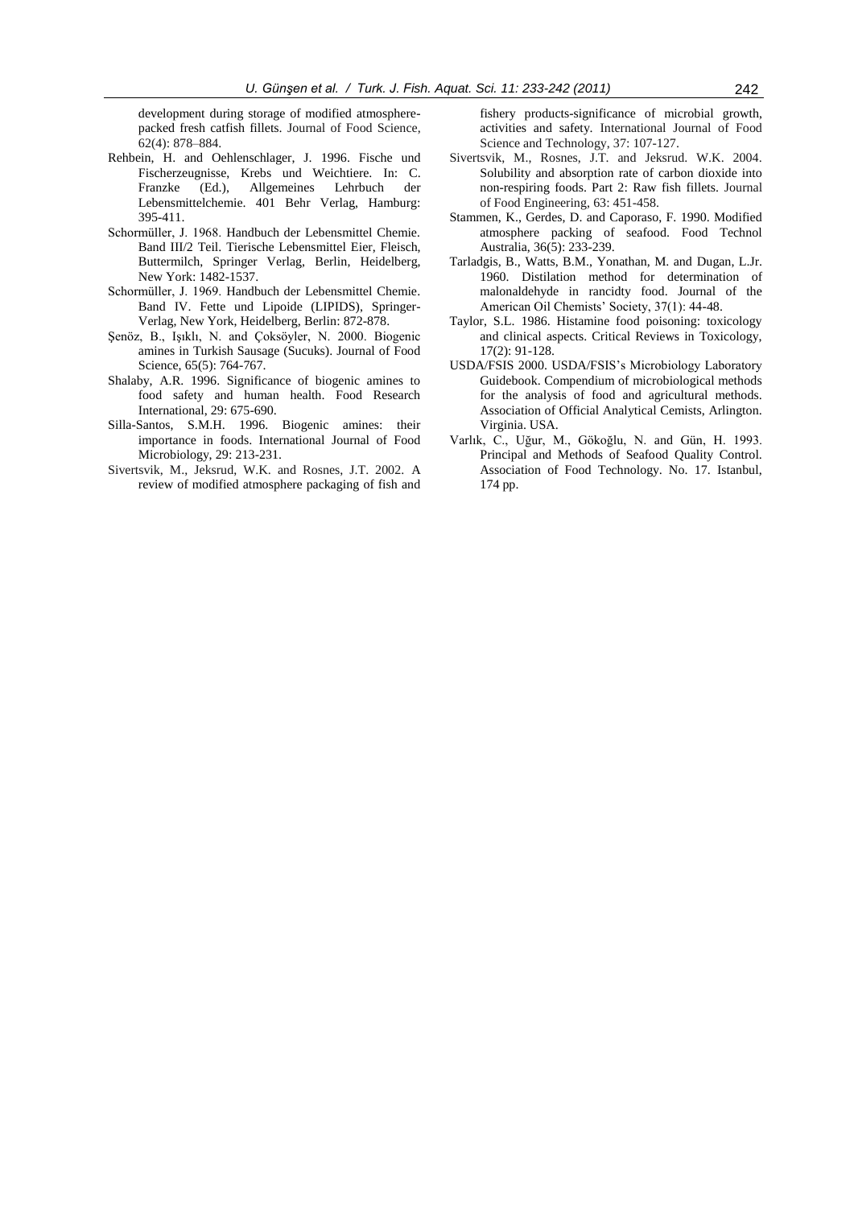development during storage of modified atmosphere-packed fresh catfish fillets. Journal of Food Science, 62(4): 878–884.

Rehbein, H. and Oehlenschlager, J. 1996. Fische und Fischerzeugnisse, Krebs und Weichtiere. In: C. Franzke (Ed.), Allgemeines Lehrbuch der Lebensmittelchemie. 401 Behr Verlag, Hamburg: 395-411.

Schormüller, J. 1968. Handbuch der Lebensmittel Chemie. Band III/2 Teil. Tierische Lebensmittel Eier, Fleisch, Buttermilch, Springer Verlag, Berlin, Heidelberg, New York: 1482-1537.

Schormüller, J. 1969. Handbuch der Lebensmittel Chemie. Band IV. Fette und Lipoide (LIPIDS), Springer-Verlag, New York, Heidelberg, Berlin: 872-878.

Şenöz, B., Işıklı, N. and Çoksöyler, N. 2000. Biogenic amines in Turkish Sausage (Sucuks). Journal of Food Science, 65(5): 764-767.

Shalaby, A.R. 1996. Significance of biogenic amines to food safety and human health. Food Research International, 29: 675-690.

Silla-Santos, S.M.H. 1996. Biogenic amines: their importance in foods. International Journal of Food Microbiology, 29: 213-231.

Sivertsvik, M., Jeksrud, W.K. and Rosnes, J.T. 2002. A review of modified atmosphere packaging of fish and fishery products-significance of microbial growth, activities and safety. International Journal of Food Science and Technology, 37: 107-127.

Sivertsvik, M., Rosnes, J.T. and Jeksrud. W.K. 2004. Solubility and absorption rate of carbon dioxide into non-respiring foods. Part 2: Raw fish fillets. Journal of Food Engineering, 63: 451-458.

Stammen, K., Gerdes, D. and Caporaso, F. 1990. Modified atmosphere packing of seafood. Food Technol Australia, 36(5): 233-239.

Tarladgis, B., Watts, B.M., Yonathan, M. and Dugan, L.Jr. 1960. Distilation method for determination of malonaldehyde in rancidty food. Journal of the American Oil Chemists' Society, 37(1): 44-48.

Taylor, S.L. 1986. Histamine food poisoning: toxicology and clinical aspects. Critical Reviews in Toxicology, 17(2): 91-128.

USDA/FSIS 2000. USDA/FSIS's Microbiology Laboratory Guidebook. Compendium of microbiological methods for the analysis of food and agricultural methods. Association of Official Analytical Cemists, Arlington. Virginia. USA.

Varlık, C., Uğur, M., Gökoğlu, N. and Gün, H. 1993. Principal and Methods of Seafood Quality Control. Association of Food Technology. No. 17. Istanbul, 174 pp.